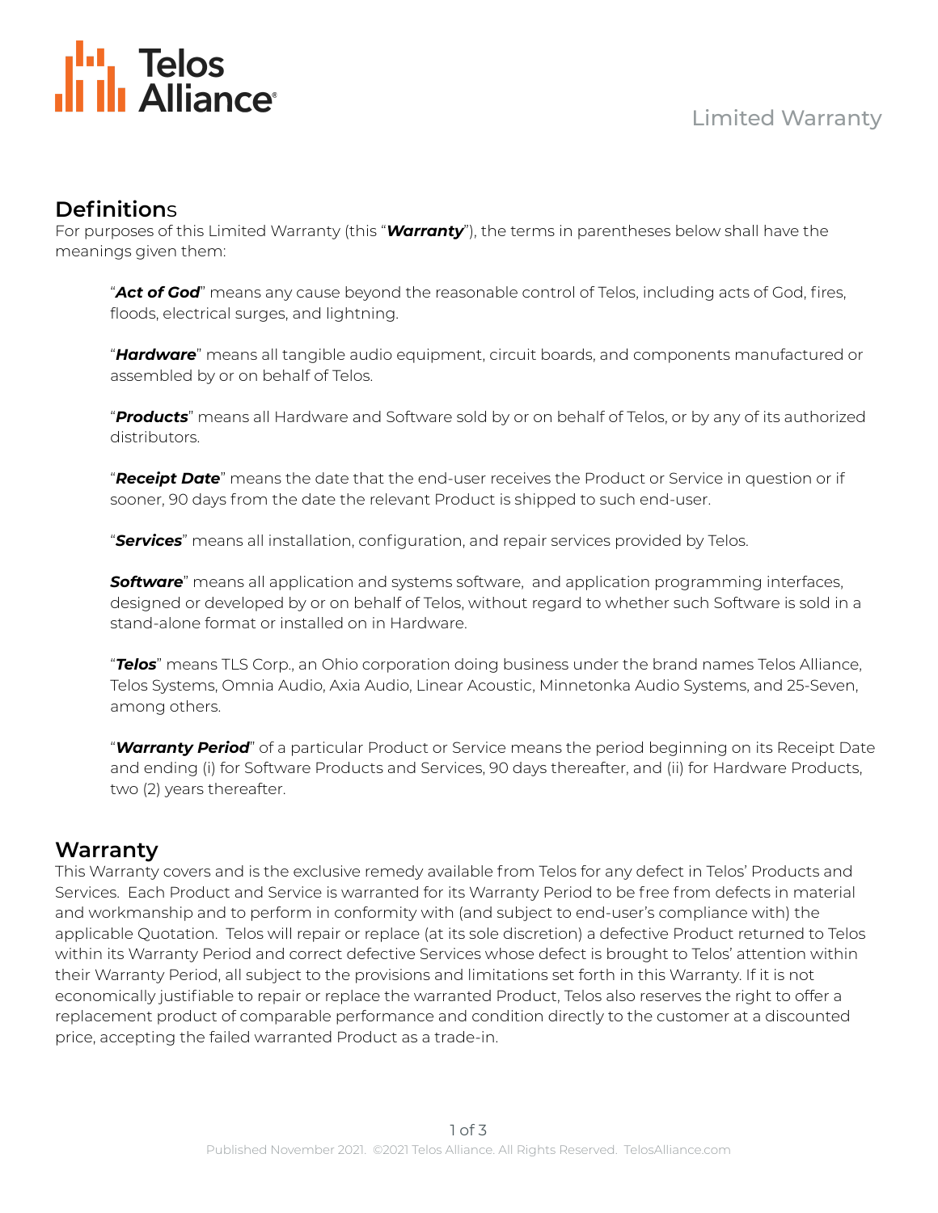# Limited Warranty

## Definitions

For purposes of this Limited Warranty (this "***Warranty***"), the terms in parentheses below shall have the meanings given them:

"***Act of God***" means any cause beyond the reasonable control of Telos, including acts of God, fires, floods, electrical surges, and lightning.

"***Hardware***" means all tangible audio equipment, circuit boards, and components manufactured or assembled by or on behalf of Telos.

"***Products***" means all Hardware and Software sold by or on behalf of Telos, or by any of its authorized distributors.

"***Receipt Date***" means the date that the end-user receives the Product or Service in question or if sooner, 90 days from the date the relevant Product is shipped to such end-user.

"***Services***" means all installation, configuration, and repair services provided by Telos.

***Software***" means all application and systems software, and application programming interfaces, designed or developed by or on behalf of Telos, without regard to whether such Software is sold in a stand-alone format or installed on in Hardware.

"***Telos***" means TLS Corp., an Ohio corporation doing business under the brand names Telos Alliance, Telos Systems, Omnia Audio, Axia Audio, Linear Acoustic, Minnetonka Audio Systems, and 25-Seven, among others.

"***Warranty Period***" of a particular Product or Service means the period beginning on its Receipt Date and ending (i) for Software Products and Services, 90 days thereafter, and (ii) for Hardware Products, two (2) years thereafter.

## Warranty

This Warranty covers and is the exclusive remedy available from Telos for any defect in Telos' Products and Services. Each Product and Service is warranted for its Warranty Period to be free from defects in material and workmanship and to perform in conformity with (and subject to end-user's compliance with) the applicable Quotation. Telos will repair or replace (at its sole discretion) a defective Product returned to Telos within its Warranty Period and correct defective Services whose defect is brought to Telos' attention within their Warranty Period, all subject to the provisions and limitations set forth in this Warranty. If it is not economically justifiable to repair or replace the warranted Product, Telos also reserves the right to offer a replacement product of comparable performance and condition directly to the customer at a discounted price, accepting the failed warranted Product as a trade-in.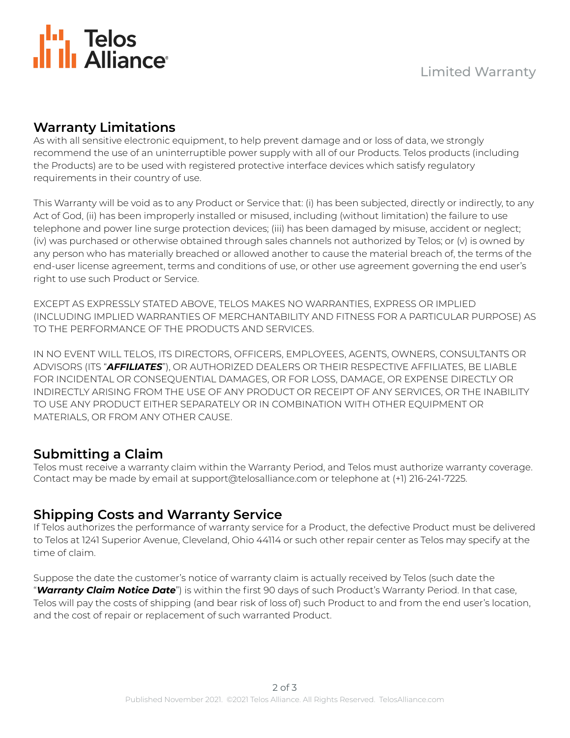## Warranty Limitations

As with all sensitive electronic equipment, to help prevent damage and or loss of data, we strongly recommend the use of an uninterruptible power supply with all of our Products. Telos products (including the Products) are to be used with registered protective interface devices which satisfy regulatory requirements in their country of use.

This Warranty will be void as to any Product or Service that: (i) has been subjected, directly or indirectly, to any Act of God, (ii) has been improperly installed or misused, including (without limitation) the failure to use telephone and power line surge protection devices; (iii) has been damaged by misuse, accident or neglect; (iv) was purchased or otherwise obtained through sales channels not authorized by Telos; or (v) is owned by any person who has materially breached or allowed another to cause the material breach of, the terms of the end-user license agreement, terms and conditions of use, or other use agreement governing the end user's right to use such Product or Service.

EXCEPT AS EXPRESSLY STATED ABOVE, TELOS MAKES NO WARRANTIES, EXPRESS OR IMPLIED (INCLUDING IMPLIED WARRANTIES OF MERCHANTABILITY AND FITNESS FOR A PARTICULAR PURPOSE) AS TO THE PERFORMANCE OF THE PRODUCTS AND SERVICES.

IN NO EVENT WILL TELOS, ITS DIRECTORS, OFFICERS, EMPLOYEES, AGENTS, OWNERS, CONSULTANTS OR ADVISORS (ITS "***AFFILIATES***"), OR AUTHORIZED DEALERS OR THEIR RESPECTIVE AFFILIATES, BE LIABLE FOR INCIDENTAL OR CONSEQUENTIAL DAMAGES, OR FOR LOSS, DAMAGE, OR EXPENSE DIRECTLY OR INDIRECTLY ARISING FROM THE USE OF ANY PRODUCT OR RECEIPT OF ANY SERVICES, OR THE INABILITY TO USE ANY PRODUCT EITHER SEPARATELY OR IN COMBINATION WITH OTHER EQUIPMENT OR MATERIALS, OR FROM ANY OTHER CAUSE.

## Submitting a Claim

Telos must receive a warranty claim within the Warranty Period, and Telos must authorize warranty coverage. Contact may be made by email at support@telosalliance.com or telephone at (+1) 216-241-7225.

## Shipping Costs and Warranty Service

If Telos authorizes the performance of warranty service for a Product, the defective Product must be delivered to Telos at 1241 Superior Avenue, Cleveland, Ohio 44114 or such other repair center as Telos may specify at the time of claim.

Suppose the date the customer's notice of warranty claim is actually received by Telos (such date the "***Warranty Claim Notice Date***") is within the first 90 days of such Product's Warranty Period. In that case, Telos will pay the costs of shipping (and bear risk of loss of) such Product to and from the end user's location, and the cost of repair or replacement of such warranted Product.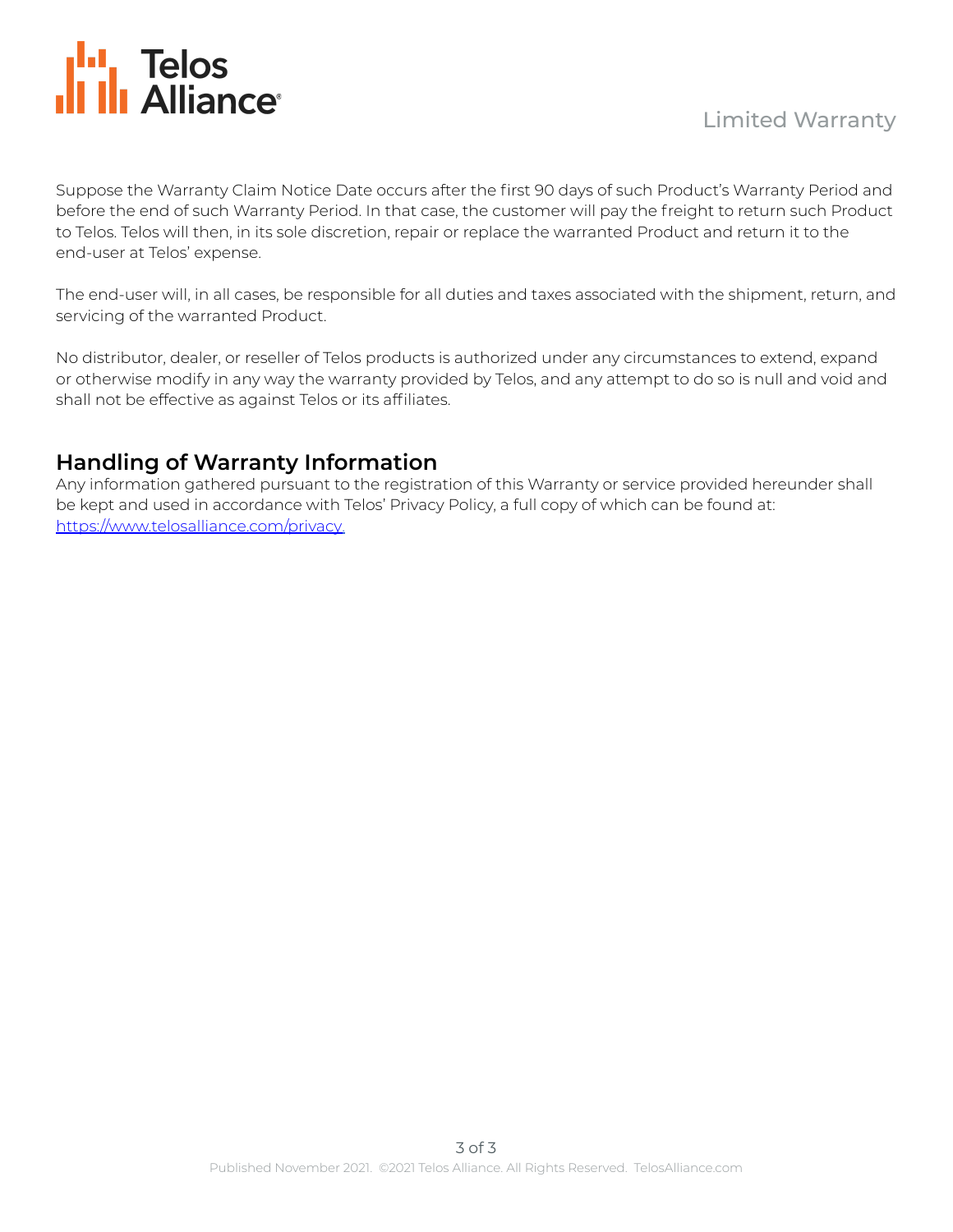Suppose the Warranty Claim Notice Date occurs after the first 90 days of such Product's Warranty Period and before the end of such Warranty Period. In that case, the customer will pay the freight to return such Product to Telos. Telos will then, in its sole discretion, repair or replace the warranted Product and return it to the end-user at Telos' expense.

The end-user will, in all cases, be responsible for all duties and taxes associated with the shipment, return, and servicing of the warranted Product.

No distributor, dealer, or reseller of Telos products is authorized under any circumstances to extend, expand or otherwise modify in any way the warranty provided by Telos, and any attempt to do so is null and void and shall not be effective as against Telos or its affiliates.

## Handling of Warranty Information

Any information gathered pursuant to the registration of this Warranty or service provided hereunder shall be kept and used in accordance with Telos' Privacy Policy, a full copy of which can be found at: [https://www.telosalliance.com/privacy.](https://www.telosalliance.com/privacy)